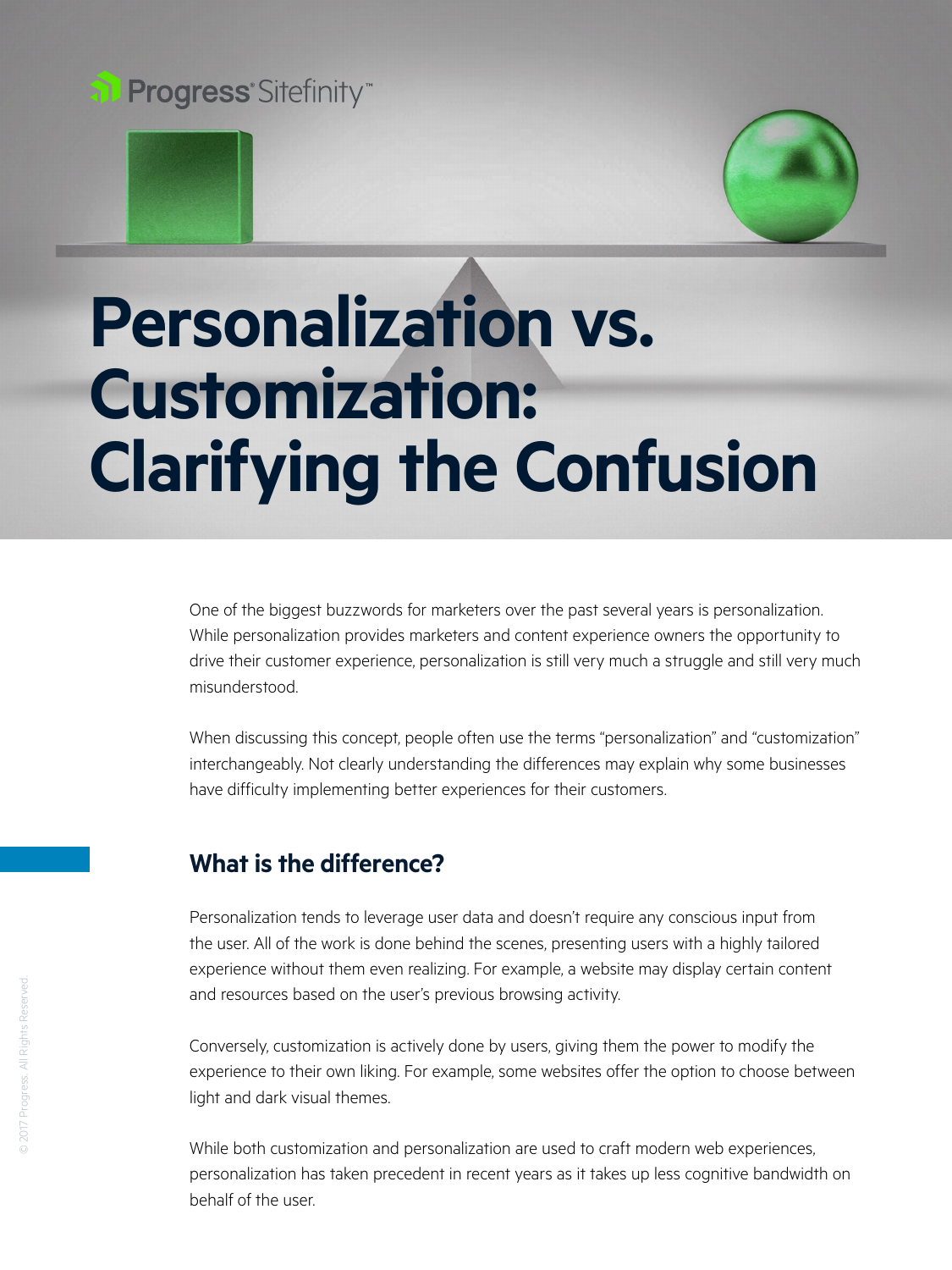# Personalization vs. Customization: Clarifying the Confusion

One of the biggest buzzwords for marketers over the past several years is personalization. While personalization provides marketers and content experience owners the opportunity to drive their customer experience, personalization is still very much a struggle and still very much misunderstood.

When discussing this concept, people often use the terms "personalization" and "customization" interchangeably. Not clearly understanding the differences may explain why some businesses have difficulty implementing better experiences for their customers.

## What is the difference?

Personalization tends to leverage user data and doesn't require any conscious input from the user. All of the work is done behind the scenes, presenting users with a highly tailored experience without them even realizing. For example, a website may display certain content and resources based on the user's previous browsing activity.

Conversely, customization is actively done by users, giving them the power to modify the experience to their own liking. For example, some websites offer the option to choose between light and dark visual themes.

While both customization and personalization are used to craft modern web experiences, personalization has taken precedent in recent years as it takes up less cognitive bandwidth on behalf of the user.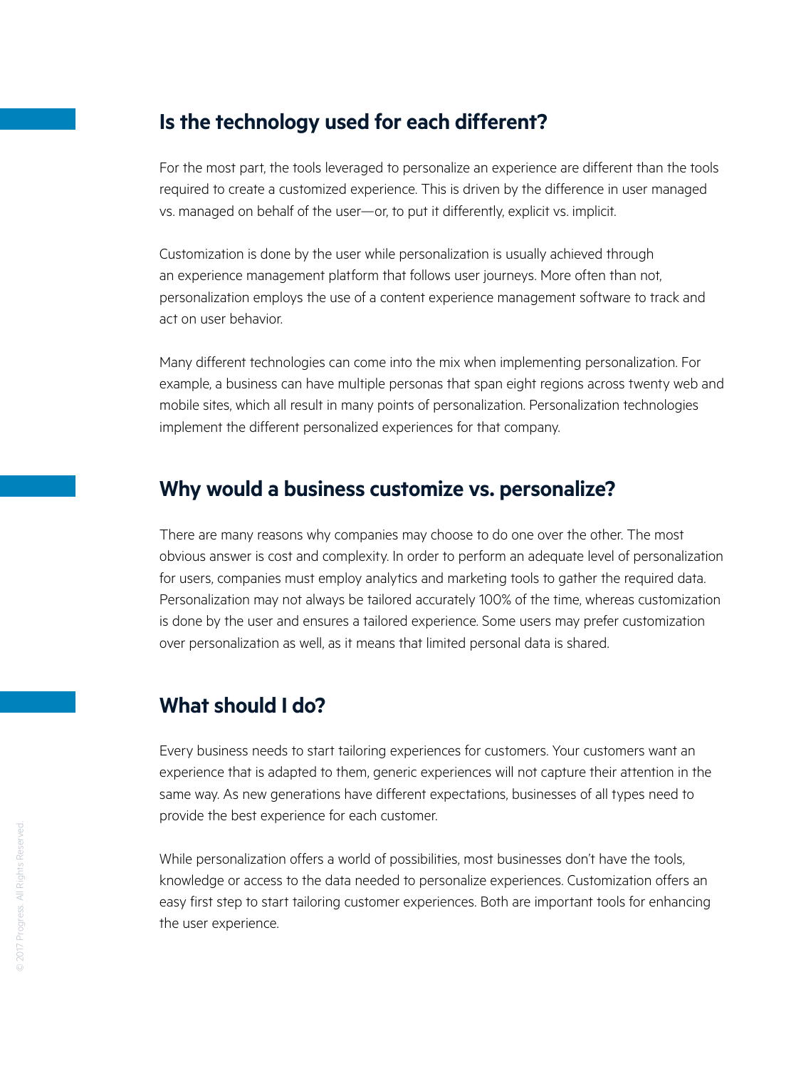## Is the technology used for each different?

For the most part, the tools leveraged to personalize an experience are different than the tools required to create a customized experience. This is driven by the difference in user managed vs. managed on behalf of the user—or, to put it differently, explicit vs. implicit.

Customization is done by the user while personalization is usually achieved through an experience management platform that follows user journeys. More often than not, personalization employs the use of a content experience management software to track and act on user behavior.

Many different technologies can come into the mix when implementing personalization. For example, a business can have multiple personas that span eight regions across twenty web and mobile sites, which all result in many points of personalization. Personalization technologies implement the different personalized experiences for that company.

## Why would a business customize vs. personalize?

There are many reasons why companies may choose to do one over the other. The most obvious answer is cost and complexity. In order to perform an adequate level of personalization for users, companies must employ analytics and marketing tools to gather the required data. Personalization may not always be tailored accurately 100% of the time, whereas customization is done by the user and ensures a tailored experience. Some users may prefer customization over personalization as well, as it means that limited personal data is shared.

## What should I do?

Every business needs to start tailoring experiences for customers. Your customers want an experience that is adapted to them, generic experiences will not capture their attention in the same way. As new generations have different expectations, businesses of all types need to provide the best experience for each customer.

While personalization offers a world of possibilities, most businesses don't have the tools, knowledge or access to the data needed to personalize experiences. Customization offers an easy first step to start tailoring customer experiences. Both are important tools for enhancing the user experience.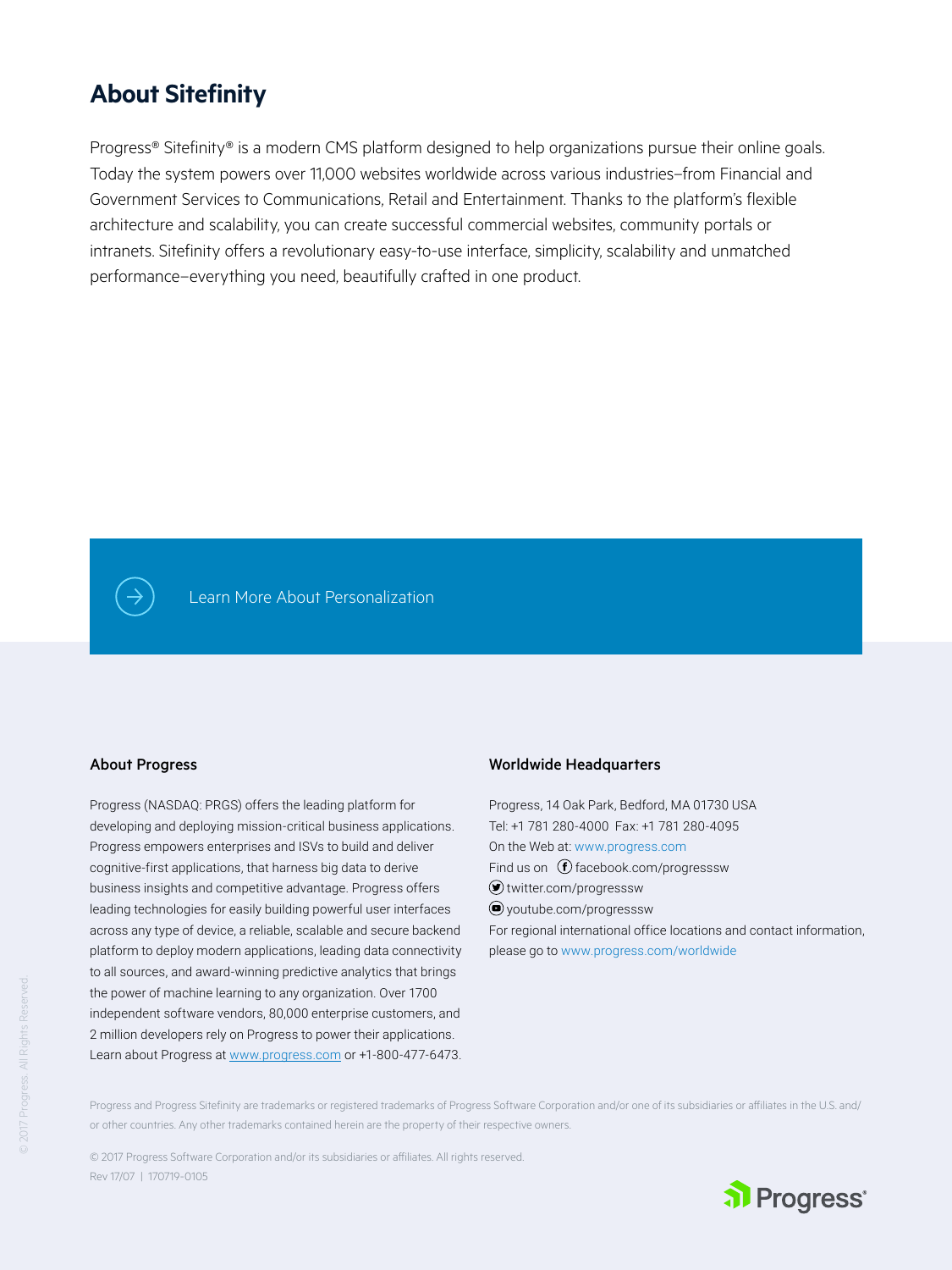## About Sitefinity

Progress® Sitefinity® is a modern CMS platform designed to help organizations pursue their online goals. Today the system powers over 11,000 websites worldwide across various industries–from Financial and Government Services to Communications, Retail and Entertainment. Thanks to the platform's flexible architecture and scalability, you can create successful commercial websites, community portals or intranets. Sitefinity offers a revolutionary easy-to-use interface, simplicity, scalability and unmatched performance–everything you need, beautifully crafted in one product.

Learn More About Personalization

### About Progress

Progress (NASDAQ: PRGS) offers the leading platform for developing and deploying mission-critical business applications. Progress empowers enterprises and ISVs to build and deliver cognitive-first applications, that harness big data to derive business insights and competitive advantage. Progress offers leading technologies for easily building powerful user interfaces across any type of device, a reliable, scalable and secure backend platform to deploy modern applications, leading data connectivity to all sources, and award-winning predictive analytics that brings the power of machine learning to any organization. Over 1700 independent software vendors, 80,000 enterprise customers, and 2 million developers rely on Progress to power their applications. Learn about Progress at www.progress.com or +1-800-477-6473.

### Worldwide Headquarters

Progress, 14 Oak Park, Bedford, MA 01730 USA
Tel: +1 781 280-4000 Fax: +1 781 280-4095
On the Web at: www.progress.com
Find us on facebook.com/progresssw
twitter.com/progresssw
youtube.com/progresssw
For regional international office locations and contact information, please go to www.progress.com/worldwide

Progress and Progress Sitefinity are trademarks or registered trademarks of Progress Software Corporation and/or one of its subsidiaries or affiliates in the U.S. and/or other countries. Any other trademarks contained herein are the property of their respective owners.

© 2017 Progress Software Corporation and/or its subsidiaries or affiliates. All rights reserved.
Rev 17/07 | 170719-0105